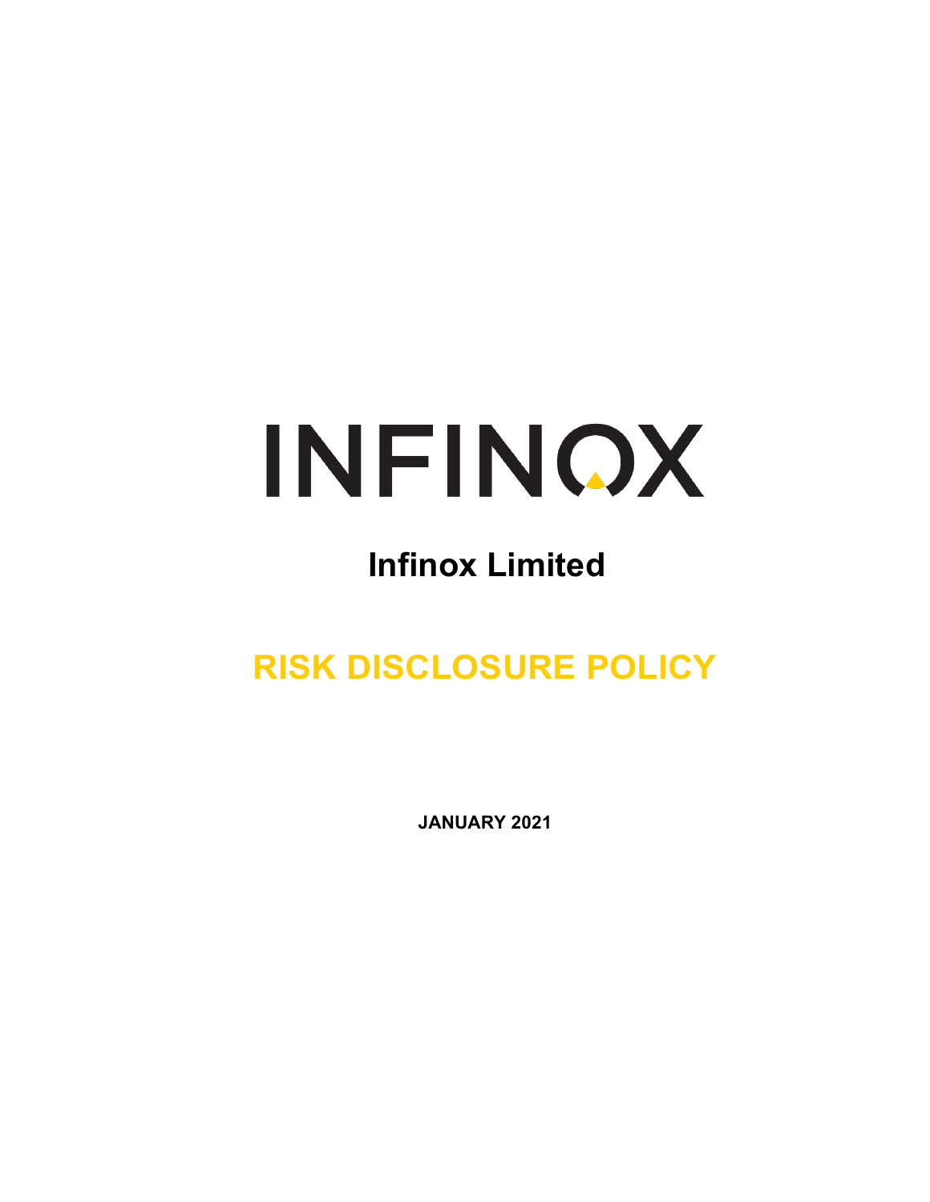# INFINOX

## Infinox Limited

# RISK DISCLOSURE POLICY

**JANUARY 2021**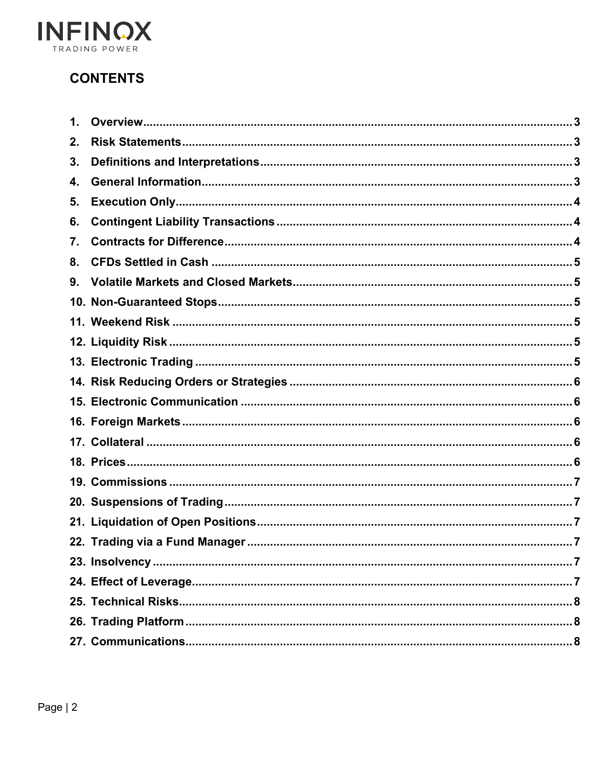## CONTENTS

| | | |
|---|---|---|
| 1. | Overview | 3 |
| 2. | Risk Statements | 3 |
| 3. | Definitions and Interpretations | 3 |
| 4. | General Information | 3 |
| 5. | Execution Only | 4 |
| 6. | Contingent Liability Transactions | 4 |
| 7. | Contracts for Difference | 4 |
| 8. | CFDs Settled in Cash | 5 |
| 9. | Volatile Markets and Closed Markets | 5 |
| 10. | Non-Guaranteed Stops | 5 |
| 11. | Weekend Risk | 5 |
| 12. | Liquidity Risk | 5 |
| 13. | Electronic Trading | 5 |
| 14. | Risk Reducing Orders or Strategies | 6 |
| 15. | Electronic Communication | 6 |
| 16. | Foreign Markets | 6 |
| 17. | Collateral | 6 |
| 18. | Prices | 6 |
| 19. | Commissions | 7 |
| 20. | Suspensions of Trading | 7 |
| 21. | Liquidation of Open Positions | 7 |
| 22. | Trading via a Fund Manager | 7 |
| 23. | Insolvency | 7 |
| 24. | Effect of Leverage | 7 |
| 25. | Technical Risks | 8 |
| 26. | Trading Platform | 8 |
| 27. | Communications | 8 |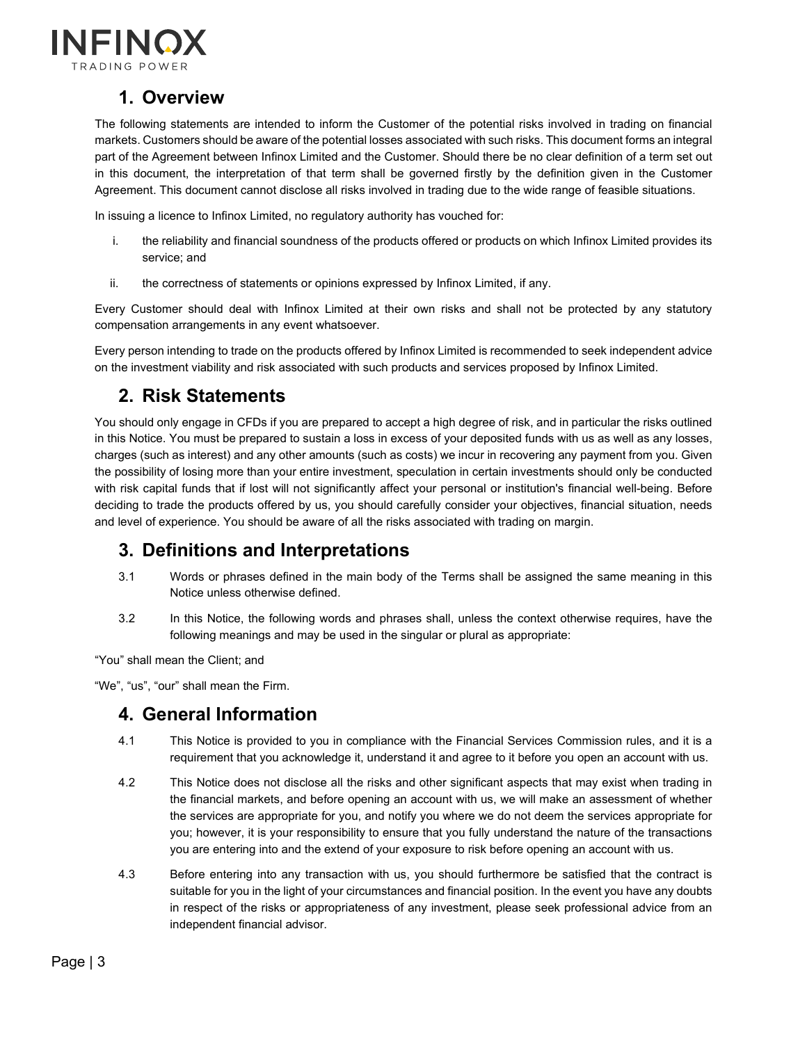## 1. Overview

The following statements are intended to inform the Customer of the potential risks involved in trading on financial markets. Customers should be aware of the potential losses associated with such risks. This document forms an integral part of the Agreement between Infinox Limited and the Customer. Should there be no clear definition of a term set out in this document, the interpretation of that term shall be governed firstly by the definition given in the Customer Agreement. This document cannot disclose all risks involved in trading due to the wide range of feasible situations.

In issuing a licence to Infinox Limited, no regulatory authority has vouched for:

i. the reliability and financial soundness of the products offered or products on which Infinox Limited provides its service; and

ii. the correctness of statements or opinions expressed by Infinox Limited, if any.

Every Customer should deal with Infinox Limited at their own risks and shall not be protected by any statutory compensation arrangements in any event whatsoever.

Every person intending to trade on the products offered by Infinox Limited is recommended to seek independent advice on the investment viability and risk associated with such products and services proposed by Infinox Limited.

## 2. Risk Statements

You should only engage in CFDs if you are prepared to accept a high degree of risk, and in particular the risks outlined in this Notice. You must be prepared to sustain a loss in excess of your deposited funds with us as well as any losses, charges (such as interest) and any other amounts (such as costs) we incur in recovering any payment from you. Given the possibility of losing more than your entire investment, speculation in certain investments should only be conducted with risk capital funds that if lost will not significantly affect your personal or institution's financial well-being. Before deciding to trade the products offered by us, you should carefully consider your objectives, financial situation, needs and level of experience. You should be aware of all the risks associated with trading on margin.

## 3. Definitions and Interpretations

3.1 Words or phrases defined in the main body of the Terms shall be assigned the same meaning in this Notice unless otherwise defined.

3.2 In this Notice, the following words and phrases shall, unless the context otherwise requires, have the following meanings and may be used in the singular or plural as appropriate:

"You" shall mean the Client; and

"We", "us", "our" shall mean the Firm.

## 4. General Information

4.1 This Notice is provided to you in compliance with the Financial Services Commission rules, and it is a requirement that you acknowledge it, understand it and agree to it before you open an account with us.

4.2 This Notice does not disclose all the risks and other significant aspects that may exist when trading in the financial markets, and before opening an account with us, we will make an assessment of whether the services are appropriate for you, and notify you where we do not deem the services appropriate for you; however, it is your responsibility to ensure that you fully understand the nature of the transactions you are entering into and the extend of your exposure to risk before opening an account with us.

4.3 Before entering into any transaction with us, you should furthermore be satisfied that the contract is suitable for you in the light of your circumstances and financial position. In the event you have any doubts in respect of the risks or appropriateness of any investment, please seek professional advice from an independent financial advisor.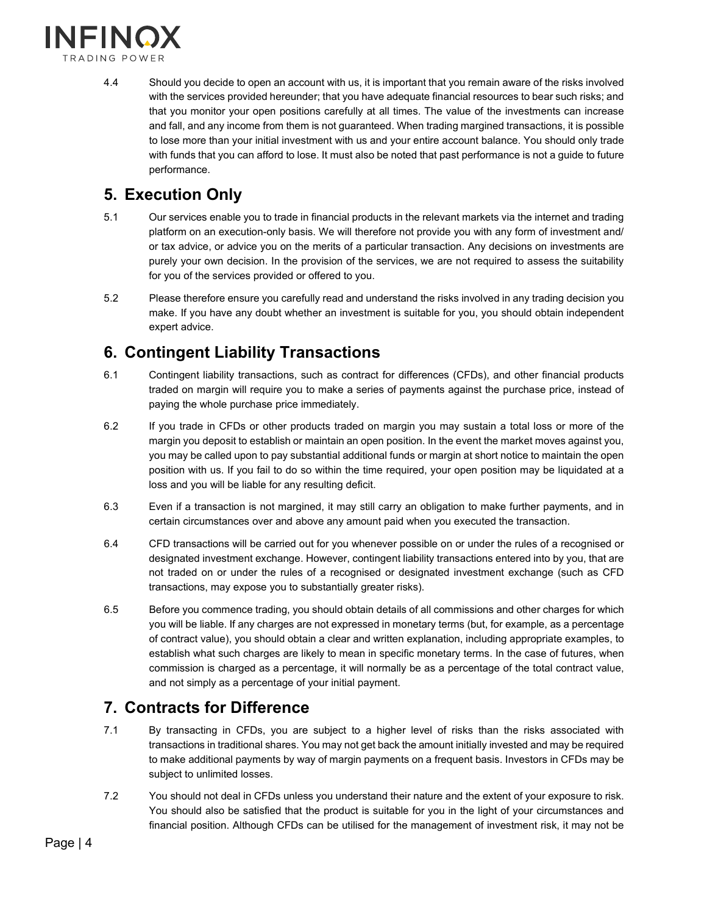4.4 Should you decide to open an account with us, it is important that you remain aware of the risks involved with the services provided hereunder; that you have adequate financial resources to bear such risks; and that you monitor your open positions carefully at all times. The value of the investments can increase and fall, and any income from them is not guaranteed. When trading margined transactions, it is possible to lose more than your initial investment with us and your entire account balance. You should only trade with funds that you can afford to lose. It must also be noted that past performance is not a guide to future performance.

## 5. Execution Only

5.1 Our services enable you to trade in financial products in the relevant markets via the internet and trading platform on an execution-only basis. We will therefore not provide you with any form of investment and/ or tax advice, or advice you on the merits of a particular transaction. Any decisions on investments are purely your own decision. In the provision of the services, we are not required to assess the suitability for you of the services provided or offered to you.

5.2 Please therefore ensure you carefully read and understand the risks involved in any trading decision you make. If you have any doubt whether an investment is suitable for you, you should obtain independent expert advice.

## 6. Contingent Liability Transactions

6.1 Contingent liability transactions, such as contract for differences (CFDs), and other financial products traded on margin will require you to make a series of payments against the purchase price, instead of paying the whole purchase price immediately.

6.2 If you trade in CFDs or other products traded on margin you may sustain a total loss or more of the margin you deposit to establish or maintain an open position. In the event the market moves against you, you may be called upon to pay substantial additional funds or margin at short notice to maintain the open position with us. If you fail to do so within the time required, your open position may be liquidated at a loss and you will be liable for any resulting deficit.

6.3 Even if a transaction is not margined, it may still carry an obligation to make further payments, and in certain circumstances over and above any amount paid when you executed the transaction.

6.4 CFD transactions will be carried out for you whenever possible on or under the rules of a recognised or designated investment exchange. However, contingent liability transactions entered into by you, that are not traded on or under the rules of a recognised or designated investment exchange (such as CFD transactions, may expose you to substantially greater risks).

6.5 Before you commence trading, you should obtain details of all commissions and other charges for which you will be liable. If any charges are not expressed in monetary terms (but, for example, as a percentage of contract value), you should obtain a clear and written explanation, including appropriate examples, to establish what such charges are likely to mean in specific monetary terms. In the case of futures, when commission is charged as a percentage, it will normally be as a percentage of the total contract value, and not simply as a percentage of your initial payment.

## 7. Contracts for Difference

7.1 By transacting in CFDs, you are subject to a higher level of risks than the risks associated with transactions in traditional shares. You may not get back the amount initially invested and may be required to make additional payments by way of margin payments on a frequent basis. Investors in CFDs may be subject to unlimited losses.

7.2 You should not deal in CFDs unless you understand their nature and the extent of your exposure to risk. You should also be satisfied that the product is suitable for you in the light of your circumstances and financial position. Although CFDs can be utilised for the management of investment risk, it may not be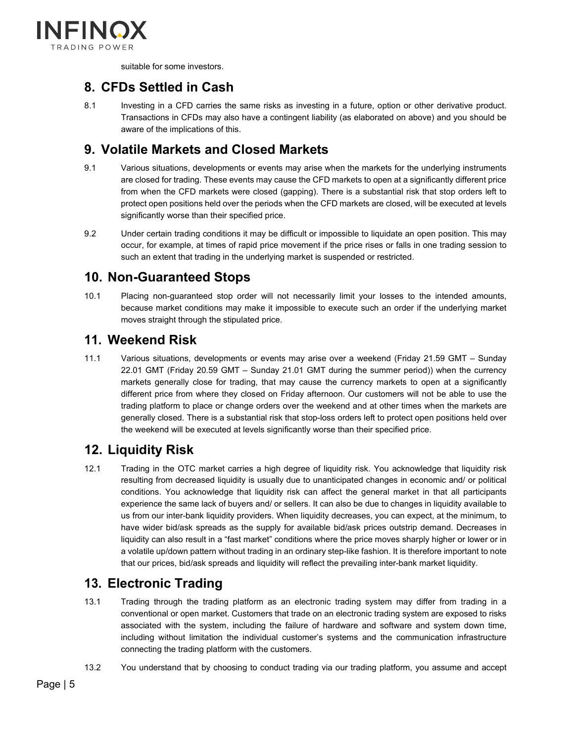suitable for some investors.

## 8. CFDs Settled in Cash

8.1 Investing in a CFD carries the same risks as investing in a future, option or other derivative product. Transactions in CFDs may also have a contingent liability (as elaborated on above) and you should be aware of the implications of this.

## 9. Volatile Markets and Closed Markets

9.1 Various situations, developments or events may arise when the markets for the underlying instruments are closed for trading. These events may cause the CFD markets to open at a significantly different price from when the CFD markets were closed (gapping). There is a substantial risk that stop orders left to protect open positions held over the periods when the CFD markets are closed, will be executed at levels significantly worse than their specified price.

9.2 Under certain trading conditions it may be difficult or impossible to liquidate an open position. This may occur, for example, at times of rapid price movement if the price rises or falls in one trading session to such an extent that trading in the underlying market is suspended or restricted.

## 10. Non-Guaranteed Stops

10.1 Placing non-guaranteed stop order will not necessarily limit your losses to the intended amounts, because market conditions may make it impossible to execute such an order if the underlying market moves straight through the stipulated price.

## 11. Weekend Risk

11.1 Various situations, developments or events may arise over a weekend (Friday 21.59 GMT – Sunday 22.01 GMT (Friday 20.59 GMT – Sunday 21.01 GMT during the summer period)) when the currency markets generally close for trading, that may cause the currency markets to open at a significantly different price from where they closed on Friday afternoon. Our customers will not be able to use the trading platform to place or change orders over the weekend and at other times when the markets are generally closed. There is a substantial risk that stop-loss orders left to protect open positions held over the weekend will be executed at levels significantly worse than their specified price.

## 12. Liquidity Risk

12.1 Trading in the OTC market carries a high degree of liquidity risk. You acknowledge that liquidity risk resulting from decreased liquidity is usually due to unanticipated changes in economic and/ or political conditions. You acknowledge that liquidity risk can affect the general market in that all participants experience the same lack of buyers and/ or sellers. It can also be due to changes in liquidity available to us from our inter-bank liquidity providers. When liquidity decreases, you can expect, at the minimum, to have wider bid/ask spreads as the supply for available bid/ask prices outstrip demand. Decreases in liquidity can also result in a "fast market" conditions where the price moves sharply higher or lower or in a volatile up/down pattern without trading in an ordinary step-like fashion. It is therefore important to note that our prices, bid/ask spreads and liquidity will reflect the prevailing inter-bank market liquidity.

## 13. Electronic Trading

13.1 Trading through the trading platform as an electronic trading system may differ from trading in a conventional or open market. Customers that trade on an electronic trading system are exposed to risks associated with the system, including the failure of hardware and software and system down time, including without limitation the individual customer's systems and the communication infrastructure connecting the trading platform with the customers.

13.2 You understand that by choosing to conduct trading via our trading platform, you assume and accept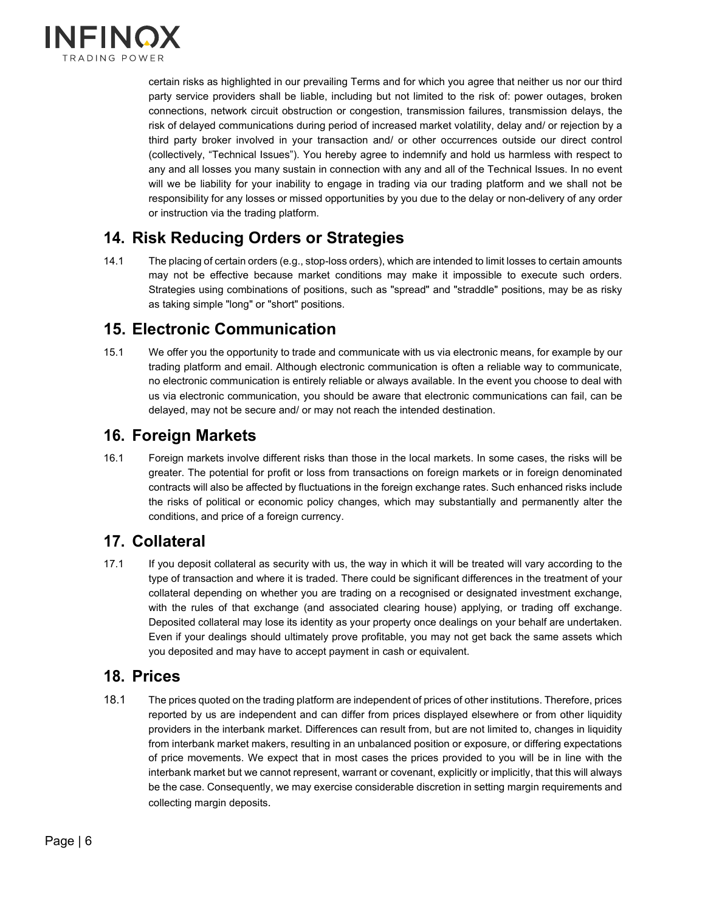certain risks as highlighted in our prevailing Terms and for which you agree that neither us nor our third party service providers shall be liable, including but not limited to the risk of: power outages, broken connections, network circuit obstruction or congestion, transmission failures, transmission delays, the risk of delayed communications during period of increased market volatility, delay and/ or rejection by a third party broker involved in your transaction and/ or other occurrences outside our direct control (collectively, "Technical Issues"). You hereby agree to indemnify and hold us harmless with respect to any and all losses you many sustain in connection with any and all of the Technical Issues. In no event will we be liability for your inability to engage in trading via our trading platform and we shall not be responsibility for any losses or missed opportunities by you due to the delay or non-delivery of any order or instruction via the trading platform.

## 14. Risk Reducing Orders or Strategies

14.1 The placing of certain orders (e.g., stop-loss orders), which are intended to limit losses to certain amounts may not be effective because market conditions may make it impossible to execute such orders. Strategies using combinations of positions, such as "spread" and "straddle" positions, may be as risky as taking simple "long" or "short" positions.

## 15. Electronic Communication

15.1 We offer you the opportunity to trade and communicate with us via electronic means, for example by our trading platform and email. Although electronic communication is often a reliable way to communicate, no electronic communication is entirely reliable or always available. In the event you choose to deal with us via electronic communication, you should be aware that electronic communications can fail, can be delayed, may not be secure and/ or may not reach the intended destination.

## 16. Foreign Markets

16.1 Foreign markets involve different risks than those in the local markets. In some cases, the risks will be greater. The potential for profit or loss from transactions on foreign markets or in foreign denominated contracts will also be affected by fluctuations in the foreign exchange rates. Such enhanced risks include the risks of political or economic policy changes, which may substantially and permanently alter the conditions, and price of a foreign currency.

## 17. Collateral

17.1 If you deposit collateral as security with us, the way in which it will be treated will vary according to the type of transaction and where it is traded. There could be significant differences in the treatment of your collateral depending on whether you are trading on a recognised or designated investment exchange, with the rules of that exchange (and associated clearing house) applying, or trading off exchange. Deposited collateral may lose its identity as your property once dealings on your behalf are undertaken. Even if your dealings should ultimately prove profitable, you may not get back the same assets which you deposited and may have to accept payment in cash or equivalent.

## 18. Prices

18.1 The prices quoted on the trading platform are independent of prices of other institutions. Therefore, prices reported by us are independent and can differ from prices displayed elsewhere or from other liquidity providers in the interbank market. Differences can result from, but are not limited to, changes in liquidity from interbank market makers, resulting in an unbalanced position or exposure, or differing expectations of price movements. We expect that in most cases the prices provided to you will be in line with the interbank market but we cannot represent, warrant or covenant, explicitly or implicitly, that this will always be the case. Consequently, we may exercise considerable discretion in setting margin requirements and collecting margin deposits.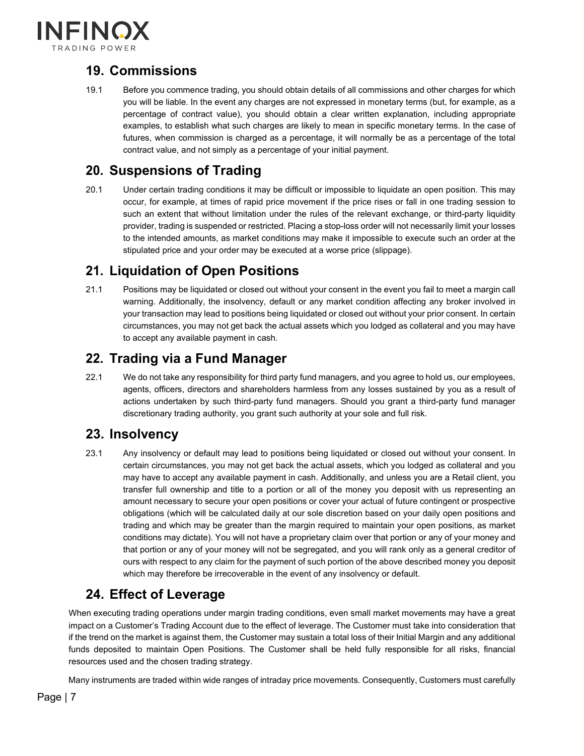## 19. Commissions

19.1 Before you commence trading, you should obtain details of all commissions and other charges for which you will be liable. In the event any charges are not expressed in monetary terms (but, for example, as a percentage of contract value), you should obtain a clear written explanation, including appropriate examples, to establish what such charges are likely to mean in specific monetary terms. In the case of futures, when commission is charged as a percentage, it will normally be as a percentage of the total contract value, and not simply as a percentage of your initial payment.

## 20. Suspensions of Trading

20.1 Under certain trading conditions it may be difficult or impossible to liquidate an open position. This may occur, for example, at times of rapid price movement if the price rises or fall in one trading session to such an extent that without limitation under the rules of the relevant exchange, or third-party liquidity provider, trading is suspended or restricted. Placing a stop-loss order will not necessarily limit your losses to the intended amounts, as market conditions may make it impossible to execute such an order at the stipulated price and your order may be executed at a worse price (slippage).

## 21. Liquidation of Open Positions

21.1 Positions may be liquidated or closed out without your consent in the event you fail to meet a margin call warning. Additionally, the insolvency, default or any market condition affecting any broker involved in your transaction may lead to positions being liquidated or closed out without your prior consent. In certain circumstances, you may not get back the actual assets which you lodged as collateral and you may have to accept any available payment in cash.

## 22. Trading via a Fund Manager

22.1 We do not take any responsibility for third party fund managers, and you agree to hold us, our employees, agents, officers, directors and shareholders harmless from any losses sustained by you as a result of actions undertaken by such third-party fund managers. Should you grant a third-party fund manager discretionary trading authority, you grant such authority at your sole and full risk.

## 23. Insolvency

23.1 Any insolvency or default may lead to positions being liquidated or closed out without your consent. In certain circumstances, you may not get back the actual assets, which you lodged as collateral and you may have to accept any available payment in cash. Additionally, and unless you are a Retail client, you transfer full ownership and title to a portion or all of the money you deposit with us representing an amount necessary to secure your open positions or cover your actual of future contingent or prospective obligations (which will be calculated daily at our sole discretion based on your daily open positions and trading and which may be greater than the margin required to maintain your open positions, as market conditions may dictate). You will not have a proprietary claim over that portion or any of your money and that portion or any of your money will not be segregated, and you will rank only as a general creditor of ours with respect to any claim for the payment of such portion of the above described money you deposit which may therefore be irrecoverable in the event of any insolvency or default.

## 24. Effect of Leverage

When executing trading operations under margin trading conditions, even small market movements may have a great impact on a Customer's Trading Account due to the effect of leverage. The Customer must take into consideration that if the trend on the market is against them, the Customer may sustain a total loss of their Initial Margin and any additional funds deposited to maintain Open Positions. The Customer shall be held fully responsible for all risks, financial resources used and the chosen trading strategy.

Many instruments are traded within wide ranges of intraday price movements. Consequently, Customers must carefully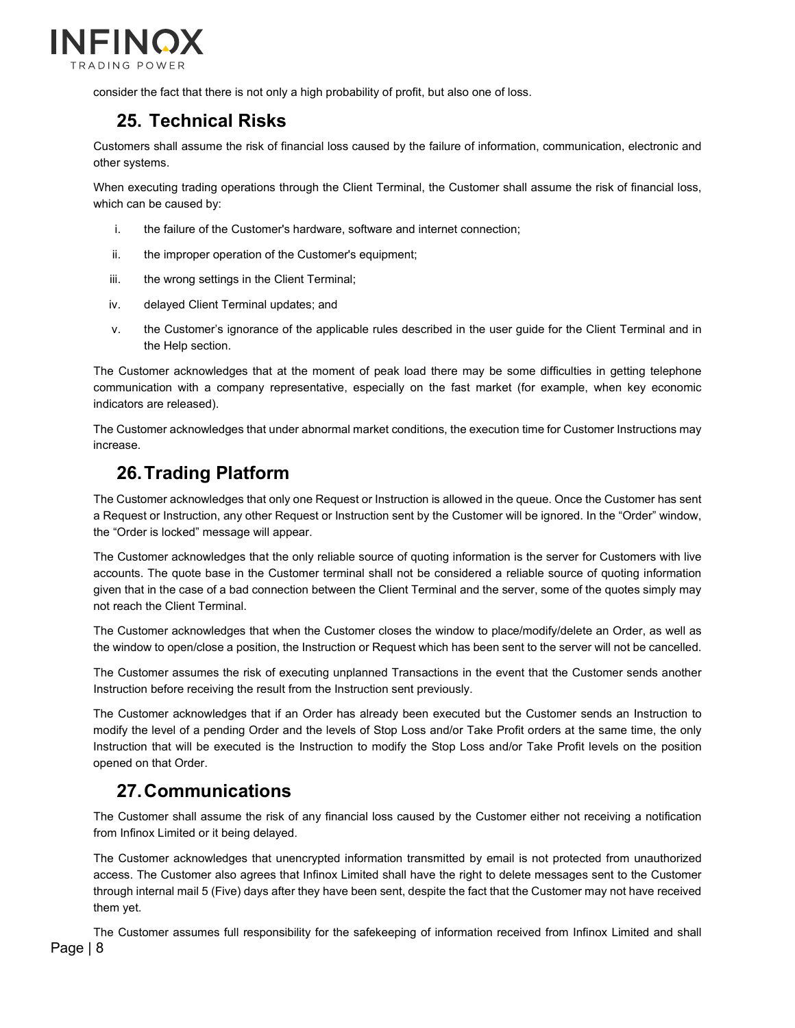consider the fact that there is not only a high probability of profit, but also one of loss.

## 25. Technical Risks

Customers shall assume the risk of financial loss caused by the failure of information, communication, electronic and other systems.

When executing trading operations through the Client Terminal, the Customer shall assume the risk of financial loss, which can be caused by:

i. the failure of the Customer's hardware, software and internet connection;

ii. the improper operation of the Customer's equipment;

iii. the wrong settings in the Client Terminal;

iv. delayed Client Terminal updates; and

v. the Customer's ignorance of the applicable rules described in the user guide for the Client Terminal and in the Help section.

The Customer acknowledges that at the moment of peak load there may be some difficulties in getting telephone communication with a company representative, especially on the fast market (for example, when key economic indicators are released).

The Customer acknowledges that under abnormal market conditions, the execution time for Customer Instructions may increase.

## 26. Trading Platform

The Customer acknowledges that only one Request or Instruction is allowed in the queue. Once the Customer has sent a Request or Instruction, any other Request or Instruction sent by the Customer will be ignored. In the "Order" window, the "Order is locked" message will appear.

The Customer acknowledges that the only reliable source of quoting information is the server for Customers with live accounts. The quote base in the Customer terminal shall not be considered a reliable source of quoting information given that in the case of a bad connection between the Client Terminal and the server, some of the quotes simply may not reach the Client Terminal.

The Customer acknowledges that when the Customer closes the window to place/modify/delete an Order, as well as the window to open/close a position, the Instruction or Request which has been sent to the server will not be cancelled.

The Customer assumes the risk of executing unplanned Transactions in the event that the Customer sends another Instruction before receiving the result from the Instruction sent previously.

The Customer acknowledges that if an Order has already been executed but the Customer sends an Instruction to modify the level of a pending Order and the levels of Stop Loss and/or Take Profit orders at the same time, the only Instruction that will be executed is the Instruction to modify the Stop Loss and/or Take Profit levels on the position opened on that Order.

## 27. Communications

The Customer shall assume the risk of any financial loss caused by the Customer either not receiving a notification from Infinox Limited or it being delayed.

The Customer acknowledges that unencrypted information transmitted by email is not protected from unauthorized access. The Customer also agrees that Infinox Limited shall have the right to delete messages sent to the Customer through internal mail 5 (Five) days after they have been sent, despite the fact that the Customer may not have received them yet.

The Customer assumes full responsibility for the safekeeping of information received from Infinox Limited and shall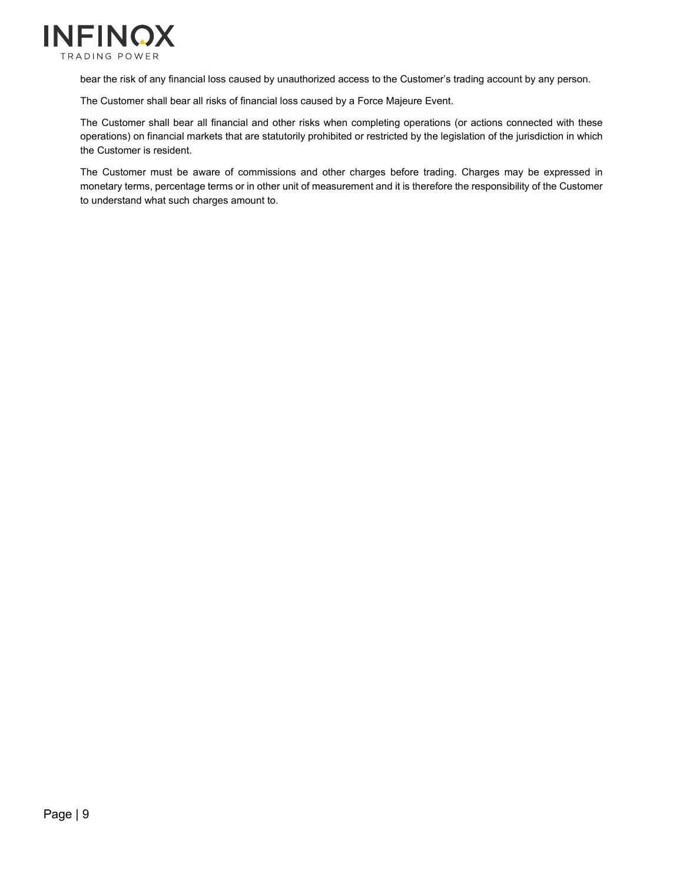bear the risk of any financial loss caused by unauthorized access to the Customer's trading account by any person.

The Customer shall bear all risks of financial loss caused by a Force Majeure Event.

The Customer shall bear all financial and other risks when completing operations (or actions connected with these operations) on financial markets that are statutorily prohibited or restricted by the legislation of the jurisdiction in which the Customer is resident.

The Customer must be aware of commissions and other charges before trading. Charges may be expressed in monetary terms, percentage terms or in other unit of measurement and it is therefore the responsibility of the Customer to understand what such charges amount to.